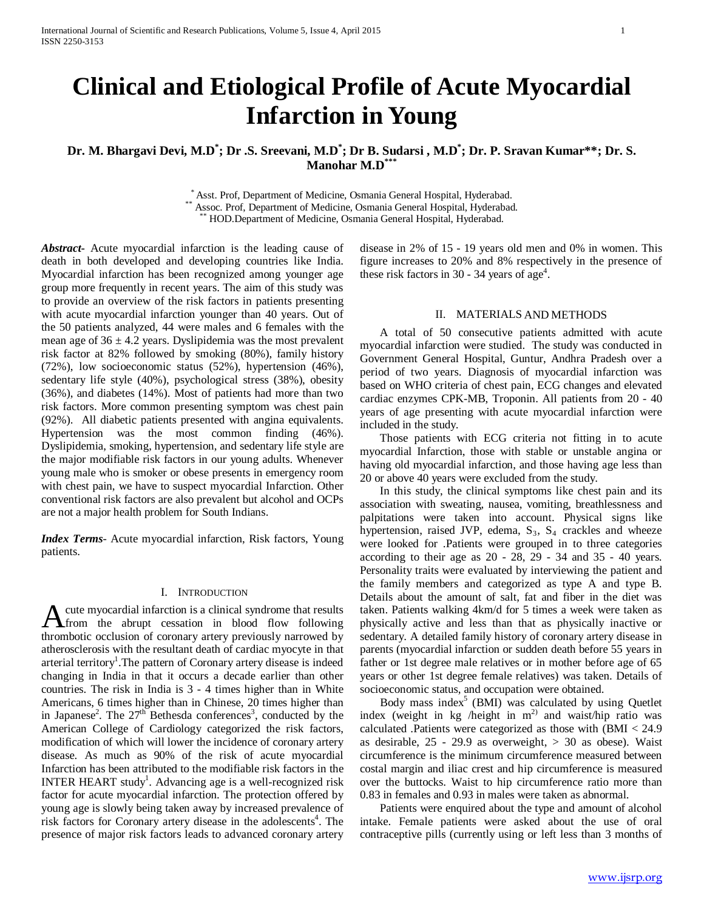# Clinical and Etiological Profile of Acute Myocardial Infarction in Young

**Dr. M. Bhargavi Devi, M.D[*]; Dr .S. Sreevani, M.D[*]; Dr B. Sudarsi , M.D[*]; Dr. P. Sravan Kumar**; Dr. S. Manohar M.D[***]**

[*] Asst. Prof, Department of Medicine, Osmania General Hospital, Hyderabad.
[**] Assoc. Prof, Department of Medicine, Osmania General Hospital, Hyderabad.
[**] HOD.Department of Medicine, Osmania General Hospital, Hyderabad.

***Abstract-*** Acute myocardial infarction is the leading cause of death in both developed and developing countries like India. Myocardial infarction has been recognized among younger age group more frequently in recent years. The aim of this study was to provide an overview of the risk factors in patients presenting with acute myocardial infarction younger than 40 years. Out of the 50 patients analyzed, 44 were males and 6 females with the mean age of 36 ± 4.2 years. Dyslipidemia was the most prevalent risk factor at 82% followed by smoking (80%), family history (72%), low socioeconomic status (52%), hypertension (46%), sedentary life style (40%), psychological stress (38%), obesity (36%), and diabetes (14%). Most of patients had more than two risk factors. More common presenting symptom was chest pain (92%). All diabetic patients presented with angina equivalents. Hypertension was the most common finding (46%). Dyslipidemia, smoking, hypertension, and sedentary life style are the major modifiable risk factors in our young adults. Whenever young male who is smoker or obese presents in emergency room with chest pain, we have to suspect myocardial Infarction. Other conventional risk factors are also prevalent but alcohol and OCPs are not a major health problem for South Indians.

***Index Terms-*** Acute myocardial infarction, Risk factors, Young patients.

## I. Introduction

Acute myocardial infarction is a clinical syndrome that results from the abrupt cessation in blood flow following thrombotic occlusion of coronary artery previously narrowed by atherosclerosis with the resultant death of cardiac myocyte in that arterial territory[1].The pattern of Coronary artery disease is indeed changing in India in that it occurs a decade earlier than other countries. The risk in India is 3 - 4 times higher than in White Americans, 6 times higher than in Chinese, 20 times higher than in Japanese[2]. The 27th Bethesda conferences[3], conducted by the American College of Cardiology categorized the risk factors, modification of which will lower the incidence of coronary artery disease. As much as 90% of the risk of acute myocardial Infarction has been attributed to the modifiable risk factors in the INTER HEART study[1]. Advancing age is a well-recognized risk factor for acute myocardial infarction. The protection offered by young age is slowly being taken away by increased prevalence of risk factors for Coronary artery disease in the adolescents[4]. The presence of major risk factors leads to advanced coronary artery disease in 2% of 15 - 19 years old men and 0% in women. This figure increases to 20% and 8% respectively in the presence of these risk factors in 30 - 34 years of age[4].

## II. Materials and Methods

A total of 50 consecutive patients admitted with acute myocardial infarction were studied. The study was conducted in Government General Hospital, Guntur, Andhra Pradesh over a period of two years. Diagnosis of myocardial infarction was based on WHO criteria of chest pain, ECG changes and elevated cardiac enzymes CPK-MB, Troponin. All patients from 20 - 40 years of age presenting with acute myocardial infarction were included in the study.

Those patients with ECG criteria not fitting in to acute myocardial Infarction, those with stable or unstable angina or having old myocardial infarction, and those having age less than 20 or above 40 years were excluded from the study.

In this study, the clinical symptoms like chest pain and its association with sweating, nausea, vomiting, breathlessness and palpitations were taken into account. Physical signs like hypertension, raised JVP, edema, $S_3$, $S_4$ crackles and wheeze were looked for .Patients were grouped in to three categories according to their age as 20 - 28, 29 - 34 and 35 - 40 years. Personality traits were evaluated by interviewing the patient and the family members and categorized as type A and type B. Details about the amount of salt, fat and fiber in the diet was taken. Patients walking 4km/d for 5 times a week were taken as physically active and less than that as physically inactive or sedentary. A detailed family history of coronary artery disease in parents (myocardial infarction or sudden death before 55 years in father or 1st degree male relatives or in mother before age of 65 years or other 1st degree female relatives) was taken. Details of socioeconomic status, and occupation were obtained.

Body mass index[5] (BMI) was calculated by using Quetlet index (weight in kg /height in $m^{2}$) and waist/hip ratio was calculated .Patients were categorized as those with (BMI < 24.9 as desirable, 25 - 29.9 as overweight, > 30 as obese). Waist circumference is the minimum circumference measured between costal margin and iliac crest and hip circumference is measured over the buttocks. Waist to hip circumference ratio more than 0.83 in females and 0.93 in males were taken as abnormal.

Patients were enquired about the type and amount of alcohol intake. Female patients were asked about the use of oral contraceptive pills (currently using or left less than 3 months of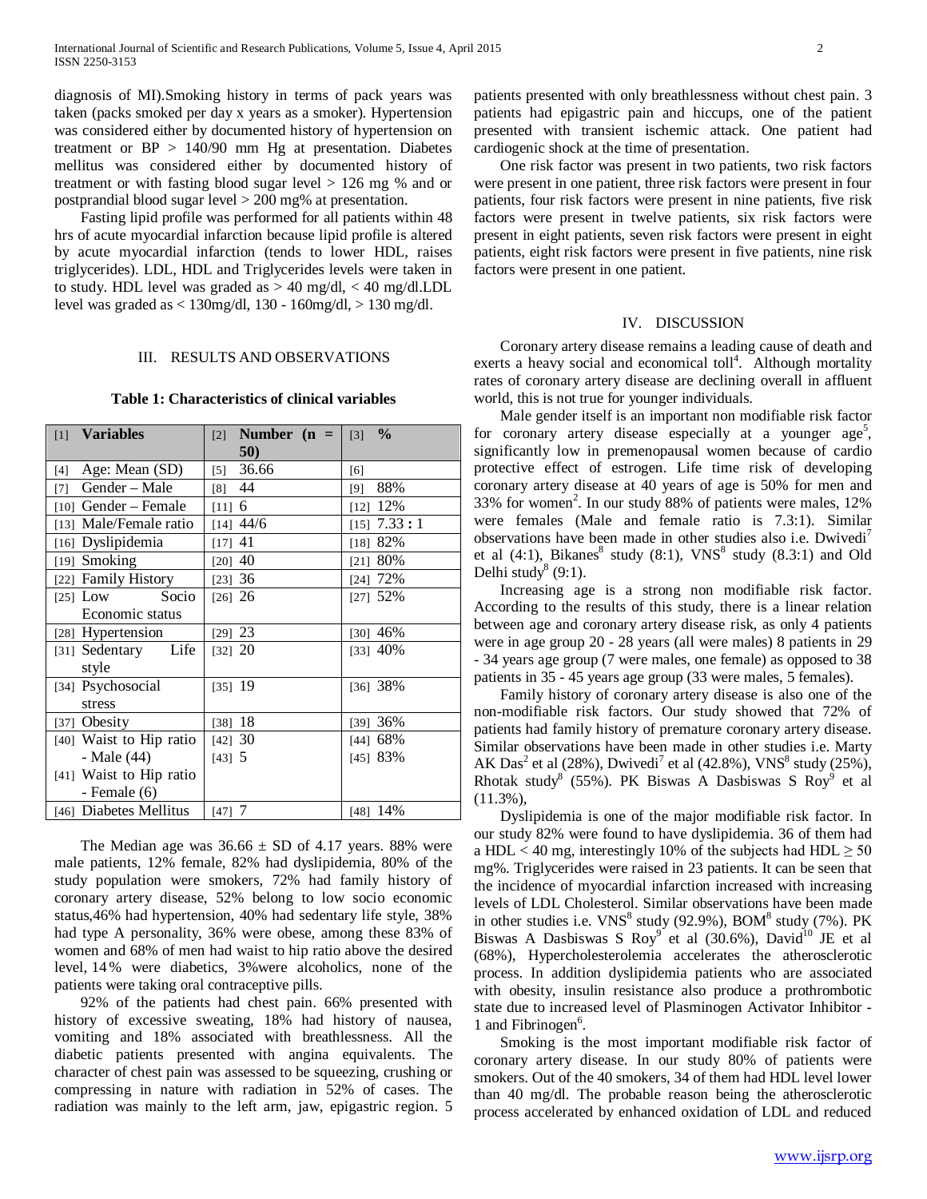diagnosis of MI).Smoking history in terms of pack years was taken (packs smoked per day x years as a smoker). Hypertension was considered either by documented history of hypertension on treatment or BP > 140/90 mm Hg at presentation. Diabetes mellitus was considered either by documented history of treatment or with fasting blood sugar level > 126 mg % and or postprandial blood sugar level > 200 mg% at presentation.

Fasting lipid profile was performed for all patients within 48 hrs of acute myocardial infarction because lipid profile is altered by acute myocardial infarction (tends to lower HDL, raises triglycerides). LDL, HDL and Triglycerides levels were taken in to study. HDL level was graded as > 40 mg/dl, < 40 mg/dl.LDL level was graded as < 130mg/dl, 130 - 160mg/dl, > 130 mg/dl.

## III. RESULTS AND OBSERVATIONS

**Table 1: Characteristics of clinical variables**

| [1] **Variables** | [2] **Number (n = 50)** | [3] **%** |
|---|---|---|
| [4] Age: Mean (SD) | [5] 36.66 | [6] |
| [7] Gender – Male | [8] 44 | [9] 88% |
| [10] Gender – Female | [11] 6 | [12] 12% |
| [13] Male/Female ratio | [14] 44/6 | [15] 7.33 **:** 1 |
| [16] Dyslipidemia | [17] 41 | [18] 82% |
| [19] Smoking | [20] 40 | [21] 80% |
| [22] Family History | [23] 36 | [24] 72% |
| [25] Low Socio Economic status | [26] 26 | [27] 52% |
| [28] Hypertension | [29] 23 | [30] 46% |
| [31] Sedentary Life style | [32] 20 | [33] 40% |
| [34] Psychosocial stress | [35] 19 | [36] 38% |
| [37] Obesity | [38] 18 | [39] 36% |
| [40] Waist to Hip ratio - Male (44)<br>[41] Waist to Hip ratio - Female (6) | [42] 30<br>[43] 5 | [44] 68%<br>[45] 83% |
| [46] Diabetes Mellitus | [47] 7 | [48] 14% |

The Median age was 36.66 ± SD of 4.17 years. 88% were male patients, 12% female, 82% had dyslipidemia, 80% of the study population were smokers, 72% had family history of coronary artery disease, 52% belong to low socio economic status,46% had hypertension, 40% had sedentary life style, 38% had type A personality, 36% were obese, among these 83% of women and 68% of men had waist to hip ratio above the desired level, 14 % were diabetics, 3%were alcoholics, none of the patients were taking oral contraceptive pills.

92% of the patients had chest pain. 66% presented with history of excessive sweating, 18% had history of nausea, vomiting and 18% associated with breathlessness. All the diabetic patients presented with angina equivalents. The character of chest pain was assessed to be squeezing, crushing or compressing in nature with radiation in 52% of cases. The radiation was mainly to the left arm, jaw, epigastric region. 5 patients presented with only breathlessness without chest pain. 3 patients had epigastric pain and hiccups, one of the patient presented with transient ischemic attack. One patient had cardiogenic shock at the time of presentation.

One risk factor was present in two patients, two risk factors were present in one patient, three risk factors were present in four patients, four risk factors were present in nine patients, five risk factors were present in twelve patients, six risk factors were present in eight patients, seven risk factors were present in eight patients, eight risk factors were present in five patients, nine risk factors were present in one patient.

## IV. DISCUSSION

Coronary artery disease remains a leading cause of death and exerts a heavy social and economical toll[4]. Although mortality rates of coronary artery disease are declining overall in affluent world, this is not true for younger individuals.

Male gender itself is an important non modifiable risk factor for coronary artery disease especially at a younger age[5], significantly low in premenopausal women because of cardio protective effect of estrogen. Life time risk of developing coronary artery disease at 40 years of age is 50% for men and 33% for women[2]. In our study 88% of patients were males, 12% were females (Male and female ratio is 7.3:1). Similar observations have been made in other studies also i.e. Dwivedi[7] et al (4:1), Bikanes[8] study (8:1), VNS[8] study (8.3:1) and Old Delhi study[8] (9:1).

Increasing age is a strong non modifiable risk factor. According to the results of this study, there is a linear relation between age and coronary artery disease risk, as only 4 patients were in age group 20 - 28 years (all were males) 8 patients in 29 - 34 years age group (7 were males, one female) as opposed to 38 patients in 35 - 45 years age group (33 were males, 5 females).

Family history of coronary artery disease is also one of the non-modifiable risk factors. Our study showed that 72% of patients had family history of premature coronary artery disease. Similar observations have been made in other studies i.e. Marty AK Das[2] et al (28%), Dwivedi[7] et al (42.8%), VNS[8] study (25%), Rhotak study[8] (55%). PK Biswas A Dasbiswas S Roy[9] et al (11.3%),

Dyslipidemia is one of the major modifiable risk factor. In our study 82% were found to have dyslipidemia. 36 of them had a HDL < 40 mg, interestingly 10% of the subjects had HDL ≥ 50 mg%. Triglycerides were raised in 23 patients. It can be seen that the incidence of myocardial infarction increased with increasing levels of LDL Cholesterol. Similar observations have been made in other studies i.e. VNS[8] study (92.9%), BOM[8] study (7%). PK Biswas A Dasbiswas S Roy[9] et al (30.6%), David[10] JE et al (68%), Hypercholesterolemia accelerates the atherosclerotic process. In addition dyslipidemia patients who are associated with obesity, insulin resistance also produce a prothrombotic state due to increased level of Plasminogen Activator Inhibitor - 1 and Fibrinogen[6].

Smoking is the most important modifiable risk factor of coronary artery disease. In our study 80% of patients were smokers. Out of the 40 smokers, 34 of them had HDL level lower than 40 mg/dl. The probable reason being the atherosclerotic process accelerated by enhanced oxidation of LDL and reduced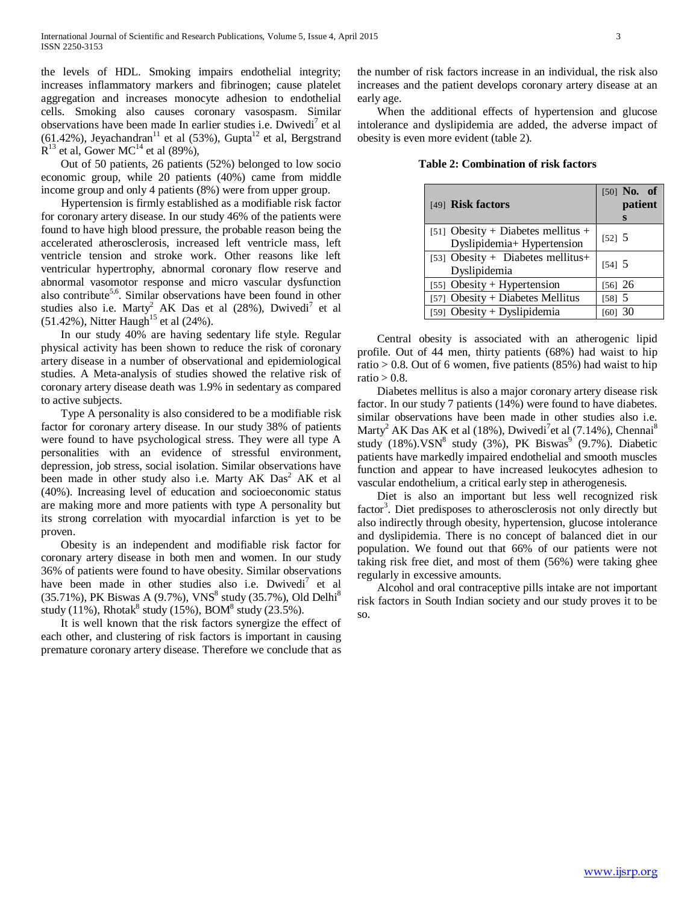the levels of HDL. Smoking impairs endothelial integrity; increases inflammatory markers and fibrinogen; cause platelet aggregation and increases monocyte adhesion to endothelial cells. Smoking also causes coronary vasospasm. Similar observations have been made In earlier studies i.e. Dwivedi[7] et al (61.42%), Jeyachandran[11] et al (53%), Gupta[12] et al, Bergstrand R[13] et al, Gower MC[14] et al (89%),

Out of 50 patients, 26 patients (52%) belonged to low socio economic group, while 20 patients (40%) came from middle income group and only 4 patients (8%) were from upper group.

Hypertension is firmly established as a modifiable risk factor for coronary artery disease. In our study 46% of the patients were found to have high blood pressure, the probable reason being the accelerated atherosclerosis, increased left ventricle mass, left ventricle tension and stroke work. Other reasons like left ventricular hypertrophy, abnormal coronary flow reserve and abnormal vasomotor response and micro vascular dysfunction also contribute[5,6]. Similar observations have been found in other studies also i.e. Marty[2] AK Das et al (28%), Dwivedi[7] et al (51.42%), Nitter Haugh[15] et al (24%).

In our study 40% are having sedentary life style. Regular physical activity has been shown to reduce the risk of coronary artery disease in a number of observational and epidemiological studies. A Meta-analysis of studies showed the relative risk of coronary artery disease death was 1.9% in sedentary as compared to active subjects.

Type A personality is also considered to be a modifiable risk factor for coronary artery disease. In our study 38% of patients were found to have psychological stress. They were all type A personalities with an evidence of stressful environment, depression, job stress, social isolation. Similar observations have been made in other study also i.e. Marty AK Das[2] AK et al (40%). Increasing level of education and socioeconomic status are making more and more patients with type A personality but its strong correlation with myocardial infarction is yet to be proven.

Obesity is an independent and modifiable risk factor for coronary artery disease in both men and women. In our study 36% of patients were found to have obesity. Similar observations have been made in other studies also i.e. Dwivedi[7] et al (35.71%), PK Biswas A (9.7%), VNS[8] study (35.7%), Old Delhi[8] study (11%), Rhotak[8] study (15%), BOM[8] study (23.5%).

It is well known that the risk factors synergize the effect of each other, and clustering of risk factors is important in causing premature coronary artery disease. Therefore we conclude that as the number of risk factors increase in an individual, the risk also increases and the patient develops coronary artery disease at an early age.

When the additional effects of hypertension and glucose intolerance and dyslipidemia are added, the adverse impact of obesity is even more evident (table 2).

**Table 2: Combination of risk factors**

| [49] **Risk factors** | [50] **No. of patients** |
|---|---|
| [51] Obesity + Diabetes mellitus + Dyslipidemia+ Hypertension | [52] 5 |
| [53] Obesity + Diabetes mellitus+ Dyslipidemia | [54] 5 |
| [55] Obesity + Hypertension | [56] 26 |
| [57] Obesity + Diabetes Mellitus | [58] 5 |
| [59] Obesity + Dyslipidemia | [60] 30 |

Central obesity is associated with an atherogenic lipid profile. Out of 44 men, thirty patients (68%) had waist to hip ratio > 0.8. Out of 6 women, five patients (85%) had waist to hip ratio > 0.8.

Diabetes mellitus is also a major coronary artery disease risk factor. In our study 7 patients (14%) were found to have diabetes. similar observations have been made in other studies also i.e. Marty[2] AK Das AK et al (18%), Dwivedi[7]et al (7.14%), Chennai[8] study (18%).VSN[8] study (3%), PK Biswas[9] (9.7%). Diabetic patients have markedly impaired endothelial and smooth muscles function and appear to have increased leukocytes adhesion to vascular endothelium, a critical early step in atherogenesis.

Diet is also an important but less well recognized risk factor[3]. Diet predisposes to atherosclerosis not only directly but also indirectly through obesity, hypertension, glucose intolerance and dyslipidemia. There is no concept of balanced diet in our population. We found out that 66% of our patients were not taking risk free diet, and most of them (56%) were taking ghee regularly in excessive amounts.

Alcohol and oral contraceptive pills intake are not important risk factors in South Indian society and our study proves it to be so.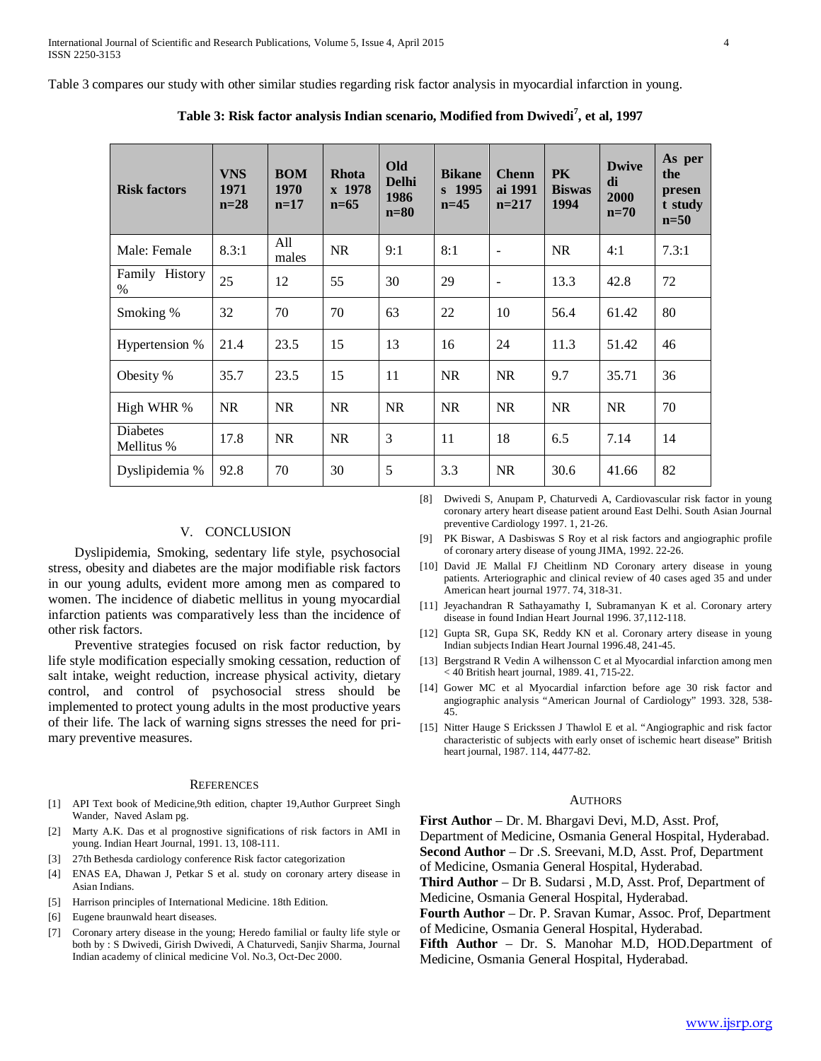Table 3 compares our study with other similar studies regarding risk factor analysis in myocardial infarction in young.

**Table 3: Risk factor analysis Indian scenario, Modified from Dwivedi[7], et al, 1997**

| Risk factors | VNS 1971 n=28 | BOM 1970 n=17 | Rhotax 1978 n=65 | Old Delhi 1986 n=80 | Bikanes 1995 n=45 | Chennai 1991 n=217 | PK Biswas 1994 | Dwivedi 2000 n=70 | As per the present study n=50 |
|---|---|---|---|---|---|---|---|---|---|
| Male: Female | 8.3:1 | All males | NR | 9:1 | 8:1 | - | NR | 4:1 | 7.3:1 |
| Family History % | 25 | 12 | 55 | 30 | 29 | - | 13.3 | 42.8 | 72 |
| Smoking % | 32 | 70 | 70 | 63 | 22 | 10 | 56.4 | 61.42 | 80 |
| Hypertension % | 21.4 | 23.5 | 15 | 13 | 16 | 24 | 11.3 | 51.42 | 46 |
| Obesity % | 35.7 | 23.5 | 15 | 11 | NR | NR | 9.7 | 35.71 | 36 |
| High WHR % | NR | NR | NR | NR | NR | NR | NR | NR | 70 |
| Diabetes Mellitus % | 17.8 | NR | NR | 3 | 11 | 18 | 6.5 | 7.14 | 14 |
| Dyslipidemia % | 92.8 | 70 | 30 | 5 | 3.3 | NR | 30.6 | 41.66 | 82 |

## V. CONCLUSION

Dyslipidemia, Smoking, sedentary life style, psychosocial stress, obesity and diabetes are the major modifiable risk factors in our young adults, evident more among men as compared to women. The incidence of diabetic mellitus in young myocardial infarction patients was comparatively less than the incidence of other risk factors.

Preventive strategies focused on risk factor reduction, by life style modification especially smoking cessation, reduction of salt intake, weight reduction, increase physical activity, dietary control, and control of psychosocial stress should be implemented to protect young adults in the most productive years of their life. The lack of warning signs stresses the need for primary preventive measures.

### REFERENCES

[1] API Text book of Medicine,9th edition, chapter 19,Author Gurpreet Singh Wander, Naved Aslam pg.

[2] Marty A.K. Das et al prognostive significations of risk factors in AMI in young. Indian Heart Journal, 1991. 13, 108-111.

[3] 27th Bethesda cardiology conference Risk factor categorization

[4] ENAS EA, Dhawan J, Petkar S et al. study on coronary artery disease in Asian Indians.

[5] Harrison principles of International Medicine. 18th Edition.

[6] Eugene braunwald heart diseases.

[7] Coronary artery disease in the young; Heredo familial or faulty life style or both by : S Dwivedi, Girish Dwivedi, A Chaturvedi, Sanjiv Sharma, Journal Indian academy of clinical medicine Vol. No.3, Oct-Dec 2000.

[8] Dwivedi S, Anupam P, Chaturvedi A, Cardiovascular risk factor in young coronary artery heart disease patient around East Delhi. South Asian Journal preventive Cardiology 1997. 1, 21-26.

[9] PK Biswar, A Dasbiswas S Roy et al risk factors and angiographic profile of coronary artery disease of young JIMA, 1992. 22-26.

[10] David JE Mallal FJ Cheitlinm ND Coronary artery disease in young patients. Arteriographic and clinical review of 40 cases aged 35 and under American heart journal 1977. 74, 318-31.

[11] Jeyachandran R Sathayamathy I, Subramanyan K et al. Coronary artery disease in found Indian Heart Journal 1996. 37,112-118.

[12] Gupta SR, Gupa SK, Reddy KN et al. Coronary artery disease in young Indian subjects Indian Heart Journal 1996.48, 241-45.

[13] Bergstrand R Vedin A wilhensson C et al Myocardial infarction among men < 40 British heart journal, 1989. 41, 715-22.

[14] Gower MC et al Myocardial infarction before age 30 risk factor and angiographic analysis "American Journal of Cardiology" 1993. 328, 538-45.

[15] Nitter Hauge S Erickssen J Thawlol E et al. "Angiographic and risk factor characteristic of subjects with early onset of ischemic heart disease" British heart journal, 1987. 114, 4477-82.

### AUTHORS

**First Author** – Dr. M. Bhargavi Devi, M.D, Asst. Prof, Department of Medicine, Osmania General Hospital, Hyderabad.

**Second Author** – Dr .S. Sreevani, M.D, Asst. Prof, Department of Medicine, Osmania General Hospital, Hyderabad.

**Third Author** – Dr B. Sudarsi , M.D, Asst. Prof, Department of Medicine, Osmania General Hospital, Hyderabad.

**Fourth Author** – Dr. P. Sravan Kumar, Assoc. Prof, Department of Medicine, Osmania General Hospital, Hyderabad.

**Fifth Author** – Dr. S. Manohar M.D, HOD.Department of Medicine, Osmania General Hospital, Hyderabad.